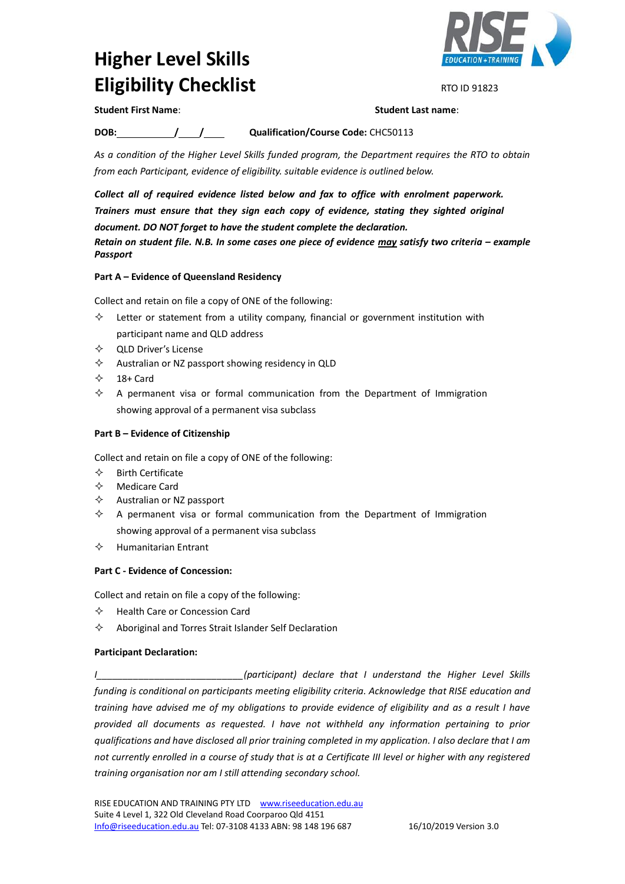# Higher Level Skills Eligibility Checklist

RTO ID 91823

**Student First Name**: **Student Last name**:

**DOB:** ___________/____/____ **Qualification/Course Code:** CHC50113

*As a condition of the Higher Level Skills funded program, the Department requires the RTO to obtain from each Participant, evidence of eligibility. suitable evidence is outlined below.*

***Collect all of required evidence listed below and fax to office with enrolment paperwork. Trainers must ensure that they sign each copy of evidence, stating they sighted original document. DO NOT forget to have the student complete the declaration.***
***Retain on student file. N.B. In some cases one piece of evidence may satisfy two criteria – example Passport***

**Part A – Evidence of Queensland Residency**

Collect and retain on file a copy of ONE of the following:

- Letter or statement from a utility company, financial or government institution with participant name and QLD address
- QLD Driver's License
- Australian or NZ passport showing residency in QLD
- 18+ Card
- A permanent visa or formal communication from the Department of Immigration showing approval of a permanent visa subclass

**Part B – Evidence of Citizenship**

Collect and retain on file a copy of ONE of the following:

- Birth Certificate
- Medicare Card
- Australian or NZ passport
- A permanent visa or formal communication from the Department of Immigration showing approval of a permanent visa subclass
- Humanitarian Entrant

**Part C - Evidence of Concession:**

Collect and retain on file a copy of the following:

- Health Care or Concession Card
- Aboriginal and Torres Strait Islander Self Declaration

**Participant Declaration:**

*I____________________________(participant) declare that I understand the Higher Level Skills funding is conditional on participants meeting eligibility criteria. Acknowledge that RISE education and training have advised me of my obligations to provide evidence of eligibility and as a result I have provided all documents as requested. I have not withheld any information pertaining to prior qualifications and have disclosed all prior training completed in my application. I also declare that I am not currently enrolled in a course of study that is at a Certificate III level or higher with any registered training organisation nor am I still attending secondary school.*

RISE EDUCATION AND TRAINING PTY LTD www.riseeducation.edu.au
Suite 4 Level 1, 322 Old Cleveland Road Coorparoo Qld 4151
Info@riseeducation.edu.au Tel: 07-3108 4133 ABN: 98 148 196 687 16/10/2019 Version 3.0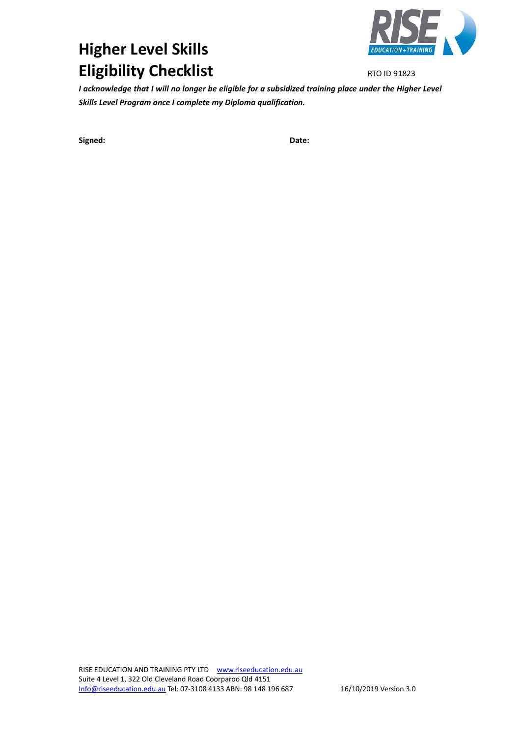# Higher Level Skills Eligibility Checklist

*I acknowledge that I will no longer be eligible for a subsidized training place under the Higher Level Skills Level Program once I complete my Diploma qualification.*

**Signed:** **Date:**